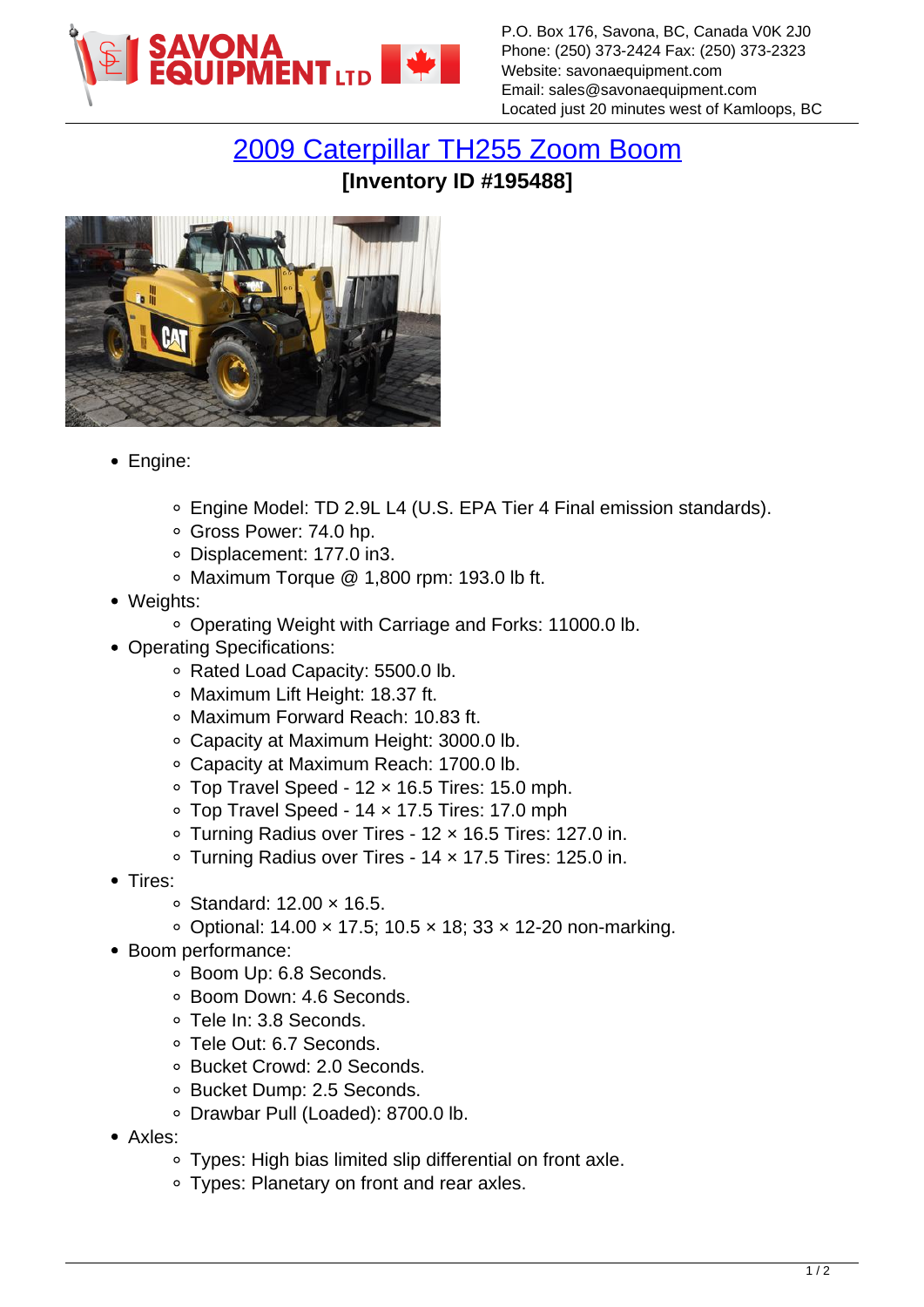P.O. Box 176, Savona, BC, Canada V0K 2J0
Phone: (250) 373-2424 Fax: (250) 373-2323
Website: savonaequipment.com
Email: sales@savonaequipment.com
Located just 20 minutes west of Kamloops, BC

# 2009 Caterpillar TH255 Zoom Boom

**[Inventory ID #195488]**

- Engine:
  - Engine Model: TD 2.9L L4 (U.S. EPA Tier 4 Final emission standards).
  - Gross Power: 74.0 hp.
  - Displacement: 177.0 in3.
  - Maximum Torque @ 1,800 rpm: 193.0 lb ft.
- Weights:
  - Operating Weight with Carriage and Forks: 11000.0 lb.
- Operating Specifications:
  - Rated Load Capacity: 5500.0 lb.
  - Maximum Lift Height: 18.37 ft.
  - Maximum Forward Reach: 10.83 ft.
  - Capacity at Maximum Height: 3000.0 lb.
  - Capacity at Maximum Reach: 1700.0 lb.
  - Top Travel Speed - 12 × 16.5 Tires: 15.0 mph.
  - Top Travel Speed - 14 × 17.5 Tires: 17.0 mph
  - Turning Radius over Tires - 12 × 16.5 Tires: 127.0 in.
  - Turning Radius over Tires - 14 × 17.5 Tires: 125.0 in.
- Tires:
  - Standard: 12.00 × 16.5.
  - Optional: 14.00 × 17.5; 10.5 × 18; 33 × 12-20 non-marking.
- Boom performance:
  - Boom Up: 6.8 Seconds.
  - Boom Down: 4.6 Seconds.
  - Tele In: 3.8 Seconds.
  - Tele Out: 6.7 Seconds.
  - Bucket Crowd: 2.0 Seconds.
  - Bucket Dump: 2.5 Seconds.
  - Drawbar Pull (Loaded): 8700.0 lb.
- Axles:
  - Types: High bias limited slip differential on front axle.
  - Types: Planetary on front and rear axles.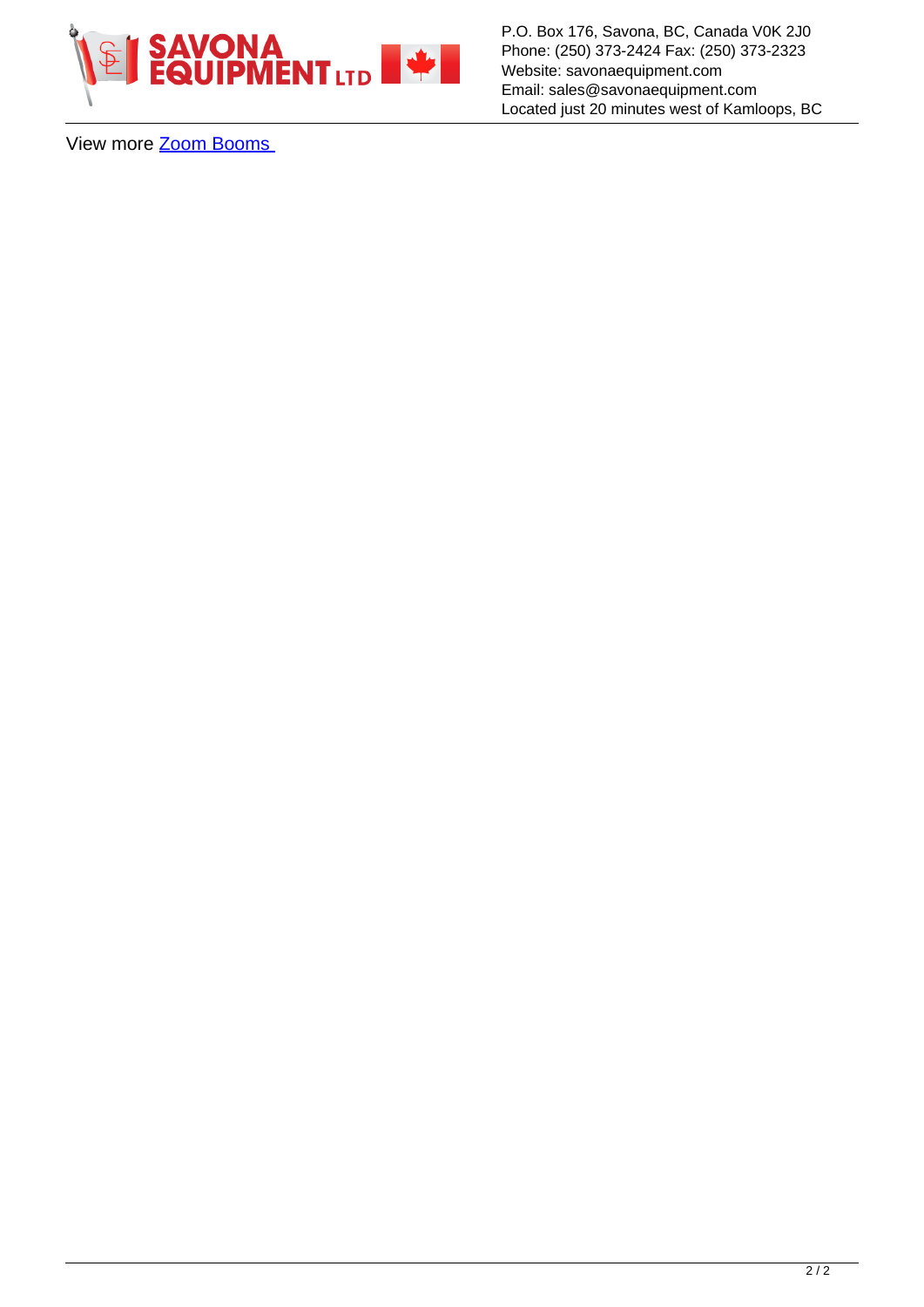View more [Zoom Booms](#)